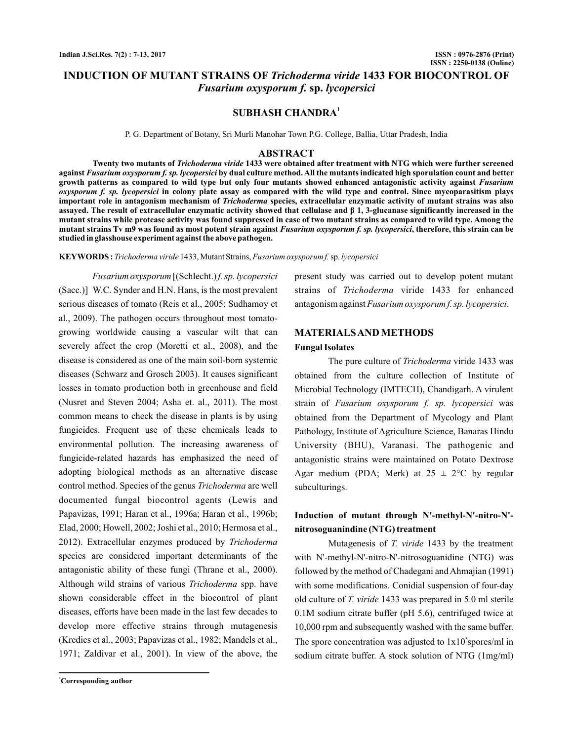# INDUCTION OF MUTANT STRAINS OF *Trichoderma viride* 1433 FOR BIOCONTROL OF *Fusarium oxysporum f.* sp. *lycopersici*

**SUBHASH CHANDRA[1]**

P. G. Department of Botany, Sri Murli Manohar Town P.G. College, Ballia, Uttar Pradesh, India

## ABSTRACT

**Twenty two mutants of *Trichoderma viride* 1433 were obtained after treatment with NTG which were further screened against *Fusarium oxysporum f. sp. lycopersici* by dual culture method. All the mutants indicated high sporulation count and better growth patterns as compared to wild type but only four mutants showed enhanced antagonistic activity against *Fusarium oxysporum f. sp. lycopersici* in colony plate assay as compared with the wild type and control. Since mycoparasitism plays important role in antagonism mechanism of *Trichoderma* species, extracellular enzymatic activity of mutant strains was also assayed. The result of extracellular enzymatic activity showed that cellulase and β 1, 3-glucanase significantly increased in the mutant strains while protease activity was found suppressed in case of two mutant strains as compared to wild type. Among the mutant strains Tv m9 was found as most potent strain against *Fusarium oxysporum f. sp. lycopersici*, therefore, this strain can be studied in glasshouse experiment against the above pathogen.**

**KEYWORDS :** *Trichoderma viride* 1433, Mutant Strains, *Fusarium oxysporum f.* sp. *lycopersici*

*Fusarium oxysporum* [(Schlecht.) *f. sp. lycopersici* (Sacc.)] W.C. Synder and H.N. Hans, is the most prevalent serious diseases of tomato (Reis et al., 2005; Sudhamoy et al., 2009). The pathogen occurs throughout most tomato-growing worldwide causing a vascular wilt that can severely affect the crop (Moretti et al., 2008), and the disease is considered as one of the main soil-born systemic diseases (Schwarz and Grosch 2003). It causes significant losses in tomato production both in greenhouse and field (Nusret and Steven 2004; Asha et. al., 2011). The most common means to check the disease in plants is by using fungicides. Frequent use of these chemicals leads to environmental pollution. The increasing awareness of fungicide-related hazards has emphasized the need of adopting biological methods as an alternative disease control method. Species of the genus *Trichoderma* are well documented fungal biocontrol agents (Lewis and Papavizas, 1991; Haran et al., 1996a; Haran et al., 1996b; Elad, 2000; Howell, 2002; Joshi et al., 2010; Hermosa et al., 2012). Extracellular enzymes produced by *Trichoderma* species are considered important determinants of the antagonistic ability of these fungi (Thrane et al., 2000). Although wild strains of various *Trichoderma* spp. have shown considerable effect in the biocontrol of plant diseases, efforts have been made in the last few decades to develop more effective strains through mutagenesis (Kredics et al., 2003; Papavizas et al., 1982; Mandels et al., 1971; Zaldivar et al., 2001). In view of the above, the present study was carried out to develop potent mutant strains of *Trichoderma* viride 1433 for enhanced antagonism against *Fusarium oxysporum f. sp. lycopersici*.

## MATERIALS AND METHODS

### Fungal Isolates

The pure culture of *Trichoderma* viride 1433 was obtained from the culture collection of Institute of Microbial Technology (IMTECH), Chandigarh. A virulent strain of *Fusarium oxysporum f. sp. lycopersici* was obtained from the Department of Mycology and Plant Pathology, Institute of Agriculture Science, Banaras Hindu University (BHU), Varanasi. The pathogenic and antagonistic strains were maintained on Potato Dextrose Agar medium (PDA; Merk) at 25 ± 2°C by regular subculturings.

### Induction of mutant through N'-methyl-N'-nitro-N'-nitrosoguanindine (NTG) treatment

Mutagenesis of *T. viride* 1433 by the treatment with N'-methyl-N'-nitro-N'-nitrosoguanidine (NTG) was followed by the method of Chadegani and Ahmajian (1991) with some modifications. Conidial suspension of four-day old culture of *T. viride* 1433 was prepared in 5.0 ml sterile 0.1M sodium citrate buffer (pH 5.6), centrifuged twice at 10,000 rpm and subsequently washed with the same buffer. The spore concentration was adjusted to $1x10^5$spores/ml in sodium citrate buffer. A stock solution of NTG (1mg/ml)

[1]Corresponding author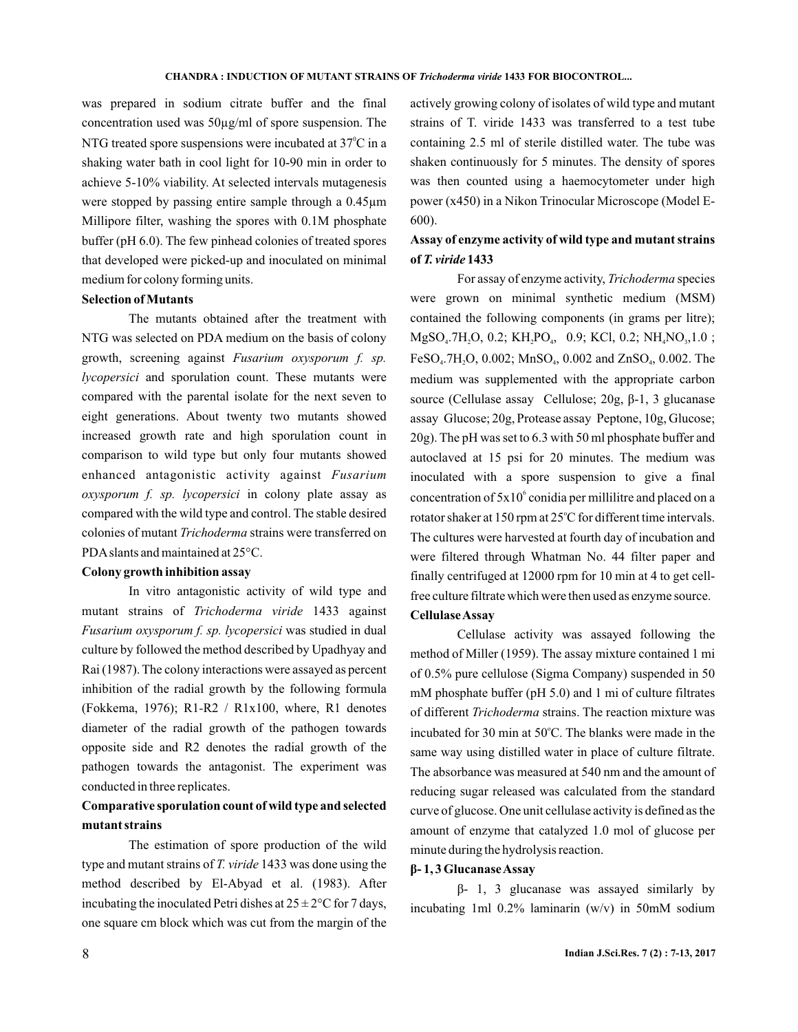was prepared in sodium citrate buffer and the final concentration used was 50µg/ml of spore suspension. The NTG treated spore suspensions were incubated at $37^0$C in a shaking water bath in cool light for 10-90 min in order to achieve 5-10% viability. At selected intervals mutagenesis were stopped by passing entire sample through a 0.45µm Millipore filter, washing the spores with 0.1M phosphate buffer (pH 6.0). The few pinhead colonies of treated spores that developed were picked-up and inoculated on minimal medium for colony forming units.

**Selection of Mutants**

The mutants obtained after the treatment with NTG was selected on PDA medium on the basis of colony growth, screening against *Fusarium oxysporum f. sp. lycopersici* and sporulation count. These mutants were compared with the parental isolate for the next seven to eight generations. About twenty two mutants showed increased growth rate and high sporulation count in comparison to wild type but only four mutants showed enhanced antagonistic activity against *Fusarium oxysporum f. sp. lycopersici* in colony plate assay as compared with the wild type and control. The stable desired colonies of mutant *Trichoderma* strains were transferred on PDA slants and maintained at 25°C.

**Colony growth inhibition assay**

In vitro antagonistic activity of wild type and mutant strains of *Trichoderma viride* 1433 against *Fusarium oxysporum f. sp. lycopersici* was studied in dual culture by followed the method described by Upadhyay and Rai (1987). The colony interactions were assayed as percent inhibition of the radial growth by the following formula (Fokkema, 1976); R1-R2 / R1x100, where, R1 denotes diameter of the radial growth of the pathogen towards opposite side and R2 denotes the radial growth of the pathogen towards the antagonist. The experiment was conducted in three replicates.

**Comparative sporulation count of wild type and selected mutant strains**

The estimation of spore production of the wild type and mutant strains of *T. viride* 1433 was done using the method described by El-Abyad et al. (1983). After incubating the inoculated Petri dishes at 25 ± 2°C for 7 days, one square cm block which was cut from the margin of the actively growing colony of isolates of wild type and mutant strains of T. viride 1433 was transferred to a test tube containing 2.5 ml of sterile distilled water. The tube was shaken continuously for 5 minutes. The density of spores was then counted using a haemocytometer under high power (x450) in a Nikon Trinocular Microscope (Model E-600).

**Assay of enzyme activity of wild type and mutant strains of *T. viride* 1433**

For assay of enzyme activity, *Trichoderma* species were grown on minimal synthetic medium (MSM) contained the following components (in grams per litre); $MgSO_4.7H_2O$, 0.2; $KH_2PO_4$, 0.9; KCl, 0.2; $NH_4NO_3$,1.0 ; $FeSO_4.7H_2O$, 0.002; $MnSO_4$, 0.002 and $ZnSO_4$, 0.002. The medium was supplemented with the appropriate carbon source (Cellulase assay Cellulose; 20g, β-1, 3 glucanase assay Glucose; 20g, Protease assay Peptone, 10g, Glucose; 20g). The pH was set to 6.3 with 50 ml phosphate buffer and autoclaved at 15 psi for 20 minutes. The medium was inoculated with a spore suspension to give a final concentration of $5x10^6$ conidia per millilitre and placed on a rotator shaker at 150 rpm at 25°C for different time intervals. The cultures were harvested at fourth day of incubation and were filtered through Whatman No. 44 filter paper and finally centrifuged at 12000 rpm for 10 min at 4 to get cell-free culture filtrate which were then used as enzyme source.

**Cellulase Assay**

Cellulase activity was assayed following the method of Miller (1959). The assay mixture contained 1 mi of 0.5% pure cellulose (Sigma Company) suspended in 50 mM phosphate buffer (pH 5.0) and 1 mi of culture filtrates of different *Trichoderma* strains. The reaction mixture was incubated for 30 min at 50°C. The blanks were made in the same way using distilled water in place of culture filtrate. The absorbance was measured at 540 nm and the amount of reducing sugar released was calculated from the standard curve of glucose. One unit cellulase activity is defined as the amount of enzyme that catalyzed 1.0 mol of glucose per minute during the hydrolysis reaction.

**β- 1, 3 Glucanase Assay**

β- 1, 3 glucanase was assayed similarly by incubating 1ml 0.2% laminarin (w/v) in 50mM sodium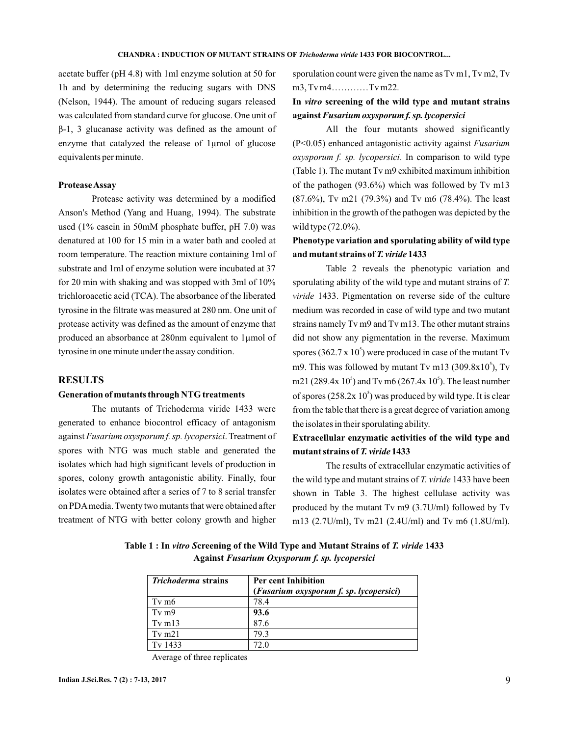acetate buffer (pH 4.8) with 1ml enzyme solution at 50 for 1h and by determining the reducing sugars with DNS (Nelson, 1944). The amount of reducing sugars released was calculated from standard curve for glucose. One unit of β-1, 3 glucanase activity was defined as the amount of enzyme that catalyzed the release of 1µmol of glucose equivalents per minute.

**Protease Assay**

Protease activity was determined by a modified Anson's Method (Yang and Huang, 1994). The substrate used (1% casein in 50mM phosphate buffer, pH 7.0) was denatured at 100 for 15 min in a water bath and cooled at room temperature. The reaction mixture containing 1ml of substrate and 1ml of enzyme solution were incubated at 37 for 20 min with shaking and was stopped with 3ml of 10% trichloroacetic acid (TCA). The absorbance of the liberated tyrosine in the filtrate was measured at 280 nm. One unit of protease activity was defined as the amount of enzyme that produced an absorbance at 280nm equivalent to 1µmol of tyrosine in one minute under the assay condition.

## RESULTS

**Generation of mutants through NTG treatments**

The mutants of Trichoderma viride 1433 were generated to enhance biocontrol efficacy of antagonism against *Fusarium oxysporum f. sp. lycopersici*. Treatment of spores with NTG was much stable and generated the isolates which had high significant levels of production in spores, colony growth antagonistic ability. Finally, four isolates were obtained after a series of 7 to 8 serial transfer on PDA media. Twenty two mutants that were obtained after treatment of NTG with better colony growth and higher sporulation count were given the name as Tv m1, Tv m2, Tv m3, Tv m4…………Tv m22.

**In *vitro* screening of the wild type and mutant strains against *Fusarium oxysporum f. sp. lycopersici***

All the four mutants showed significantly ($P<0.05$) enhanced antagonistic activity against *Fusarium oxysporum f. sp. lycopersici*. In comparison to wild type (Table 1). The mutant Tv m9 exhibited maximum inhibition of the pathogen (93.6%) which was followed by Tv m13 (87.6%), Tv m21 (79.3%) and Tv m6 (78.4%). The least inhibition in the growth of the pathogen was depicted by the wild type (72.0%).

**Phenotype variation and sporulating ability of wild type and mutant strains of *T. viride* 1433**

Table 2 reveals the phenotypic variation and sporulating ability of the wild type and mutant strains of *T. viride* 1433. Pigmentation on reverse side of the culture medium was recorded in case of wild type and two mutant strains namely Tv m9 and Tv m13. The other mutant strains did not show any pigmentation in the reverse. Maximum spores ($362.7 \times 10^5$) were produced in case of the mutant Tv m9. This was followed by mutant Tv m13 ($309.8 \times 10^5$), Tv m21 ($289.4 \times 10^5$) and Tv m6 ($267.4 \times 10^5$). The least number of spores ($258.2 \times 10^5$) was produced by wild type. It is clear from the table that there is a great degree of variation among the isolates in their sporulating ability.

**Extracellular enzymatic activities of the wild type and mutant strains of *T. viride* 1433**

The results of extracellular enzymatic activities of the wild type and mutant strains of *T. viride* 1433 have been shown in Table 3. The highest cellulase activity was produced by the mutant Tv m9 (3.7U/ml) followed by Tv m13 (2.7U/ml), Tv m21 (2.4U/ml) and Tv m6 (1.8U/ml).

**Table 1 : In *vitro S*creening of the Wild Type and Mutant Strains of *T. viride* 1433 Against *Fusarium Oxysporum f. sp. lycopersici***

| *Trichoderma* strains | Per cent Inhibition (*Fusarium oxysporum f. sp. lycopersici*) |
|---|---|
| Tv m6 | 78.4 |
| Tv m9 | **93.6** |
| Tv m13 | 87.6 |
| Tv m21 | 79.3 |
| Tv 1433 | 72.0 |

Average of three replicates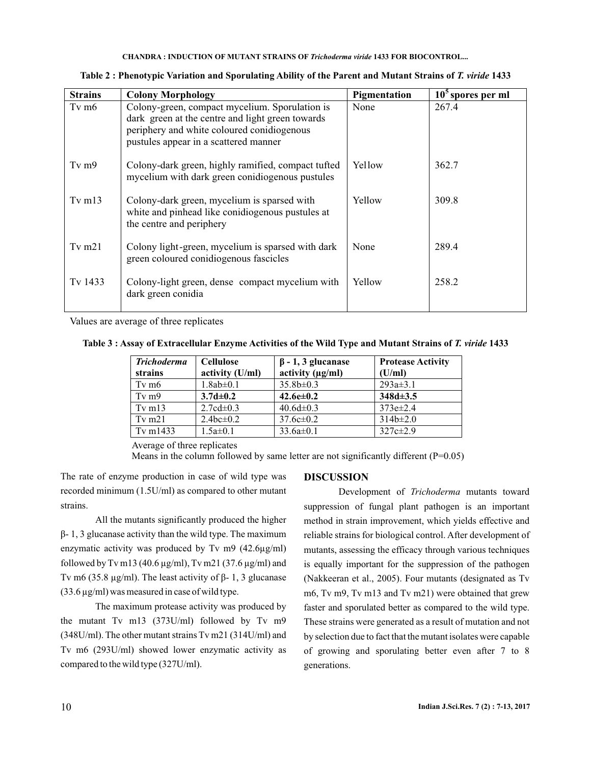**Table 2 : Phenotypic Variation and Sporulating Ability of the Parent and Mutant Strains of *T. viride* 1433**

| Strains | Colony Morphology | Pigmentation | $10^5$ spores per ml |
|---|---|---|---|
| Tv m6 | Colony-green, compact mycelium. Sporulation is dark green at the centre and light green towards periphery and white coloured conidiogenous pustules appear in a scattered manner | None | 267.4 |
| Tv m9 | Colony-dark green, highly ramified, compact tufted mycelium with dark green conidiogenous pustules | Yellow | 362.7 |
| Tv m13 | Colony-dark green, mycelium is sparsed with white and pinhead like conidiogenous pustules at the centre and periphery | Yellow | 309.8 |
| Tv m21 | Colony light-green, mycelium is sparsed with dark green coloured conidiogenous fascicles | None | 289.4 |
| Tv 1433 | Colony-light green, dense compact mycelium with dark green conidia | Yellow | 258.2 |

Values are average of three replicates

**Table 3 : Assay of Extracellular Enzyme Activities of the Wild Type and Mutant Strains of *T. viride* 1433**

| *Trichoderma* strains | Cellulose activity (U/ml) | β - 1, 3 glucanase activity (μg/ml) | Protease Activity (U/ml) |
|---|---|---|---|
| Tv m6 | 1.8ab±0.1 | 35.8b±0.3 | 293a±3.1 |
| Tv m9 | **3.7d±0.2** | **42.6e±0.2** | **348d±3.5** |
| Tv m13 | 2.7cd±0.3 | 40.6d±0.3 | 373e±2.4 |
| Tv m21 | 2.4bc±0.2 | 37.6c±0.2 | 314b±2.0 |
| Tv m1433 | 1.5a±0.1 | 33.6a±0.1 | 327c±2.9 |

Average of three replicates

Means in the column followed by same letter are not significantly different (P=0.05)

The rate of enzyme production in case of wild type was recorded minimum (1.5U/ml) as compared to other mutant strains.

All the mutants significantly produced the higher β- 1, 3 glucanase activity than the wild type. The maximum enzymatic activity was produced by Tv m9 (42.6μg/ml) followed by Tv m13 (40.6 μg/ml), Tv m21 (37.6 μg/ml) and Tv m6 (35.8 μg/ml). The least activity of β- 1, 3 glucanase (33.6 μg/ml) was measured in case of wild type.

The maximum protease activity was produced by the mutant Tv m13 (373U/ml) followed by Tv m9 (348U/ml). The other mutant strains Tv m21 (314U/ml) and Tv m6 (293U/ml) showed lower enzymatic activity as compared to the wild type (327U/ml).

## DISCUSSION

Development of *Trichoderma* mutants toward suppression of fungal plant pathogen is an important method in strain improvement, which yields effective and reliable strains for biological control. After development of mutants, assessing the efficacy through various techniques is equally important for the suppression of the pathogen (Nakkeeran et al., 2005). Four mutants (designated as Tv m6, Tv m9, Tv m13 and Tv m21) were obtained that grew faster and sporulated better as compared to the wild type. These strains were generated as a result of mutation and not by selection due to fact that the mutant isolates were capable of growing and sporulating better even after 7 to 8 generations.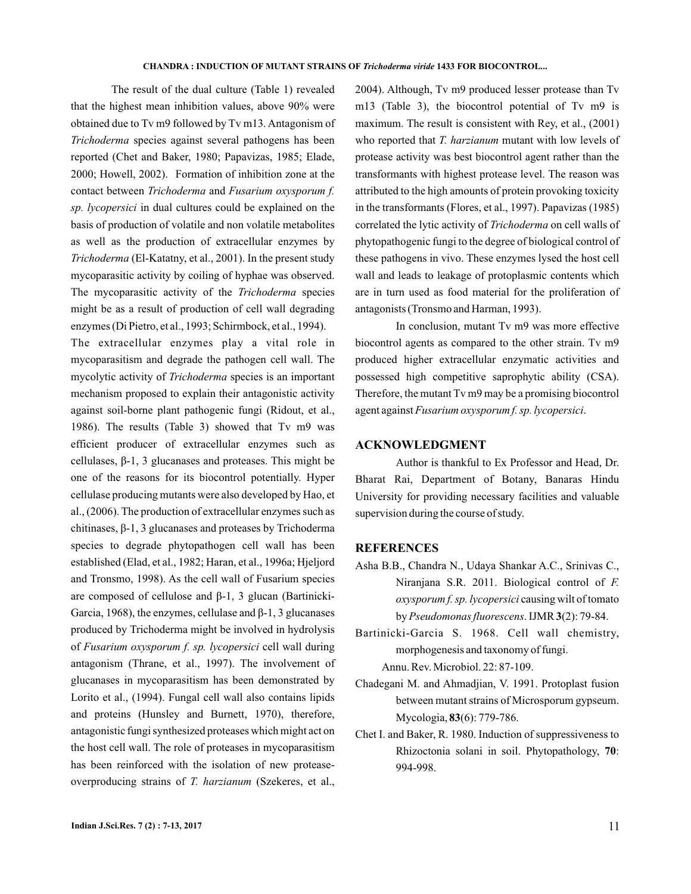The result of the dual culture (Table 1) revealed that the highest mean inhibition values, above 90% were obtained due to Tv m9 followed by Tv m13. Antagonism of *Trichoderma* species against several pathogens has been reported (Chet and Baker, 1980; Papavizas, 1985; Elade, 2000; Howell, 2002). Formation of inhibition zone at the contact between *Trichoderma* and *Fusarium oxysporum f. sp. lycopersici* in dual cultures could be explained on the basis of production of volatile and non volatile metabolites as well as the production of extracellular enzymes by *Trichoderma* (El-Katatny, et al., 2001). In the present study mycoparasitic activity by coiling of hyphae was observed. The mycoparasitic activity of the *Trichoderma* species might be as a result of production of cell wall degrading enzymes (Di Pietro, et al., 1993; Schirmbock, et al., 1994).

The extracellular enzymes play a vital role in mycoparasitism and degrade the pathogen cell wall. The mycolytic activity of *Trichoderma* species is an important mechanism proposed to explain their antagonistic activity against soil-borne plant pathogenic fungi (Ridout, et al., 1986). The results (Table 3) showed that Tv m9 was efficient producer of extracellular enzymes such as cellulases, β-1, 3 glucanases and proteases. This might be one of the reasons for its biocontrol potentially. Hyper cellulase producing mutants were also developed by Hao, et al., (2006). The production of extracellular enzymes such as chitinases, β-1, 3 glucanases and proteases by Trichoderma species to degrade phytopathogen cell wall has been established (Elad, et al., 1982; Haran, et al., 1996a; Hjeljord and Tronsmo, 1998). As the cell wall of Fusarium species are composed of cellulose and β-1, 3 glucan (Bartinicki-Garcia, 1968), the enzymes, cellulase and β-1, 3 glucanases produced by Trichoderma might be involved in hydrolysis of *Fusarium oxysporum f. sp. lycopersici* cell wall during antagonism (Thrane, et al., 1997). The involvement of glucanases in mycoparasitism has been demonstrated by Lorito et al., (1994). Fungal cell wall also contains lipids and proteins (Hunsley and Burnett, 1970), therefore, antagonistic fungi synthesized proteases which might act on the host cell wall. The role of proteases in mycoparasitism has been reinforced with the isolation of new protease-overproducing strains of *T. harzianum* (Szekeres, et al., 2004). Although, Tv m9 produced lesser protease than Tv m13 (Table 3), the biocontrol potential of Tv m9 is maximum. The result is consistent with Rey, et al., (2001) who reported that *T. harzianum* mutant with low levels of protease activity was best biocontrol agent rather than the transformants with highest protease level. The reason was attributed to the high amounts of protein provoking toxicity in the transformants (Flores, et al., 1997). Papavizas (1985) correlated the lytic activity of *Trichoderma* on cell walls of phytopathogenic fungi to the degree of biological control of these pathogens in vivo. These enzymes lysed the host cell wall and leads to leakage of protoplasmic contents which are in turn used as food material for the proliferation of antagonists (Tronsmo and Harman, 1993).

In conclusion, mutant Tv m9 was more effective biocontrol agents as compared to the other strain. Tv m9 produced higher extracellular enzymatic activities and possessed high competitive saprophytic ability (CSA). Therefore, the mutant Tv m9 may be a promising biocontrol agent against *Fusarium oxysporum f. sp. lycopersici*.

## ACKNOWLEDGMENT

Author is thankful to Ex Professor and Head, Dr. Bharat Rai, Department of Botany, Banaras Hindu University for providing necessary facilities and valuable supervision during the course of study.

## REFERENCES

Asha B.B., Chandra N., Udaya Shankar A.C., Srinivas C., Niranjana S.R. 2011. Biological control of *F. oxysporum f. sp. lycopersici* causing wilt of tomato by *Pseudomonas fluorescens*. IJMR **3**(2): 79-84.

Bartinicki-Garcia S. 1968. Cell wall chemistry, morphogenesis and taxonomy of fungi. Annu. Rev. Microbiol. 22: 87-109.

Chadegani M. and Ahmadjian, V. 1991. Protoplast fusion between mutant strains of Microsporum gypseum. Mycologia, **83**(6): 779-786.

Chet I. and Baker, R. 1980. Induction of suppressiveness to Rhizoctonia solani in soil. Phytopathology, **70**: 994-998.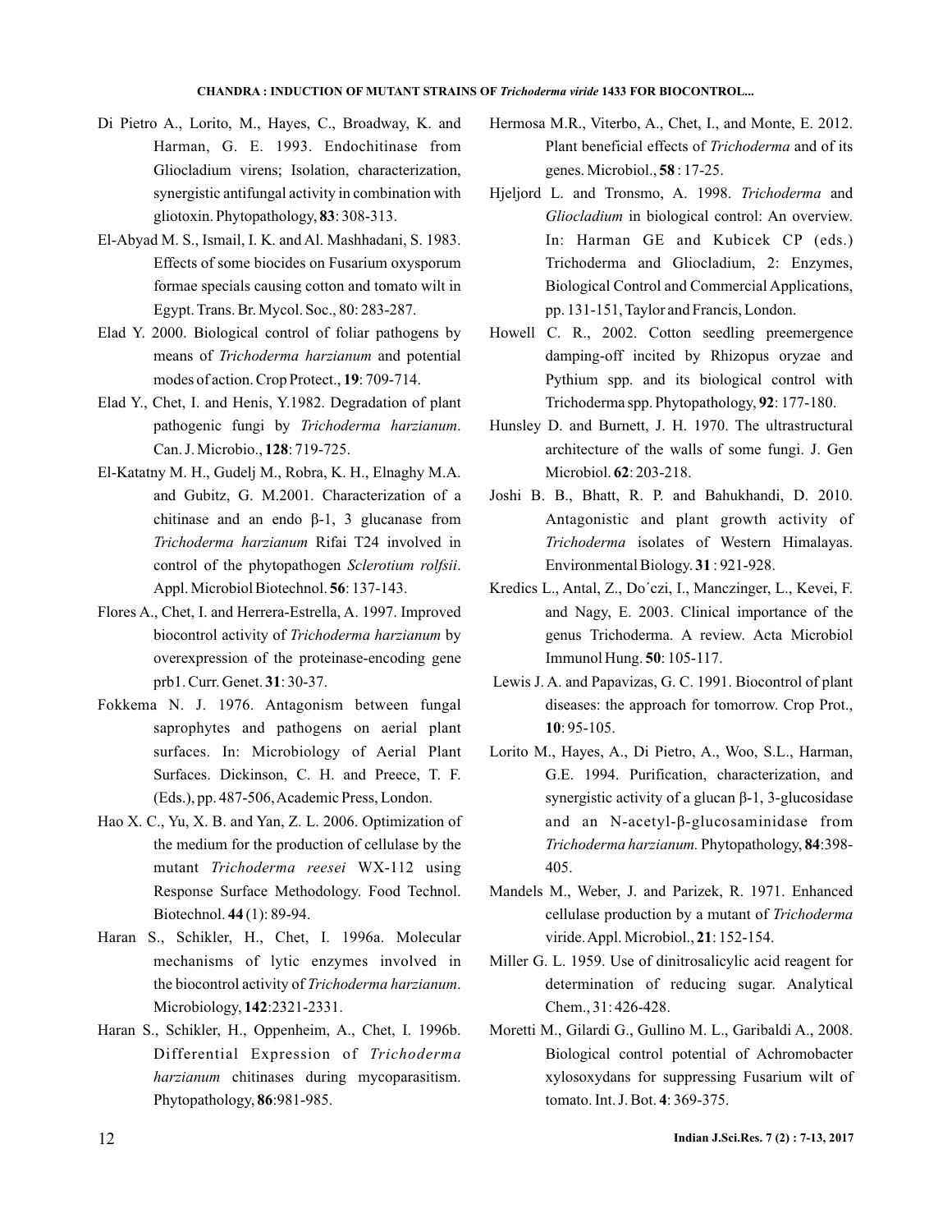Di Pietro A., Lorito, M., Hayes, C., Broadway, K. and Harman, G. E. 1993. Endochitinase from Gliocladium virens; Isolation, characterization, synergistic antifungal activity in combination with gliotoxin. Phytopathology, **83**: 308-313.

El-Abyad M. S., Ismail, I. K. and Al. Mashhadani, S. 1983. Effects of some biocides on Fusarium oxysporum formae specials causing cotton and tomato wilt in Egypt. Trans. Br. Mycol. Soc., 80: 283-287.

Elad Y. 2000. Biological control of foliar pathogens by means of *Trichoderma harzianum* and potential modes of action. Crop Protect., **19**: 709-714.

Elad Y., Chet, I. and Henis, Y.1982. Degradation of plant pathogenic fungi by *Trichoderma harzianum*. Can. J. Microbio., **128**: 719-725.

El-Katatny M. H., Gudelj M., Robra, K. H., Elnaghy M.A. and Gubitz, G. M.2001. Characterization of a chitinase and an endo β-1, 3 glucanase from *Trichoderma harzianum* Rifai T24 involved in control of the phytopathogen *Sclerotium rolfsii*. Appl. Microbiol Biotechnol. **56**: 137-143.

Flores A., Chet, I. and Herrera-Estrella, A. 1997. Improved biocontrol activity of *Trichoderma harzianum* by overexpression of the proteinase-encoding gene prb1. Curr. Genet. **31**: 30-37.

Fokkema N. J. 1976. Antagonism between fungal saprophytes and pathogens on aerial plant surfaces. In: Microbiology of Aerial Plant Surfaces. Dickinson, C. H. and Preece, T. F. (Eds.), pp. 487-506, Academic Press, London.

Hao X. C., Yu, X. B. and Yan, Z. L. 2006. Optimization of the medium for the production of cellulase by the mutant *Trichoderma reesei* WX-112 using Response Surface Methodology. Food Technol. Biotechnol. **44** (1): 89-94.

Haran S., Schikler, H., Chet, I. 1996a. Molecular mechanisms of lytic enzymes involved in the biocontrol activity of *Trichoderma harzianum*. Microbiology, **142**:2321-2331.

Haran S., Schikler, H., Oppenheim, A., Chet, I. 1996b. Differential Expression of *Trichoderma harzianum* chitinases during mycoparasitism. Phytopathology, **86**:981-985.

Hermosa M.R., Viterbo, A., Chet, I., and Monte, E. 2012. Plant beneficial effects of *Trichoderma* and of its genes. Microbiol., **58** : 17-25.

Hjeljord L. and Tronsmo, A. 1998. *Trichoderma* and *Gliocladium* in biological control: An overview. In: Harman GE and Kubicek CP (eds.) Trichoderma and Gliocladium, 2: Enzymes, Biological Control and Commercial Applications, pp. 131-151, Taylor and Francis, London.

Howell C. R., 2002. Cotton seedling preemergence damping-off incited by Rhizopus oryzae and Pythium spp. and its biological control with Trichoderma spp. Phytopathology, **92**: 177-180.

Hunsley D. and Burnett, J. H. 1970. The ultrastructural architecture of the walls of some fungi. J. Gen Microbiol. **62**: 203-218.

Joshi B. B., Bhatt, R. P. and Bahukhandi, D. 2010. Antagonistic and plant growth activity of *Trichoderma* isolates of Western Himalayas. Environmental Biology. **31** : 921-928.

Kredics L., Antal, Z., Do´czi, I., Manczinger, L., Kevei, F. and Nagy, E. 2003. Clinical importance of the genus Trichoderma. A review. Acta Microbiol Immunol Hung. **50**: 105-117.

Lewis J. A. and Papavizas, G. C. 1991. Biocontrol of plant diseases: the approach for tomorrow. Crop Prot., **10**: 95-105.

Lorito M., Hayes, A., Di Pietro, A., Woo, S.L., Harman, G.E. 1994. Purification, characterization, and synergistic activity of a glucan β-1, 3-glucosidase and an N-acetyl-β-glucosaminidase from *Trichoderma harzianum.* Phytopathology, **84**:398-405.

Mandels M., Weber, J. and Parizek, R. 1971. Enhanced cellulase production by a mutant of *Trichoderma* viride. Appl. Microbiol., **21**: 152-154.

Miller G. L. 1959. Use of dinitrosalicylic acid reagent for determination of reducing sugar. Analytical Chem., 31: 426-428.

Moretti M., Gilardi G., Gullino M. L., Garibaldi A., 2008. Biological control potential of Achromobacter xylosoxydans for suppressing Fusarium wilt of tomato. Int. J. Bot. **4**: 369-375.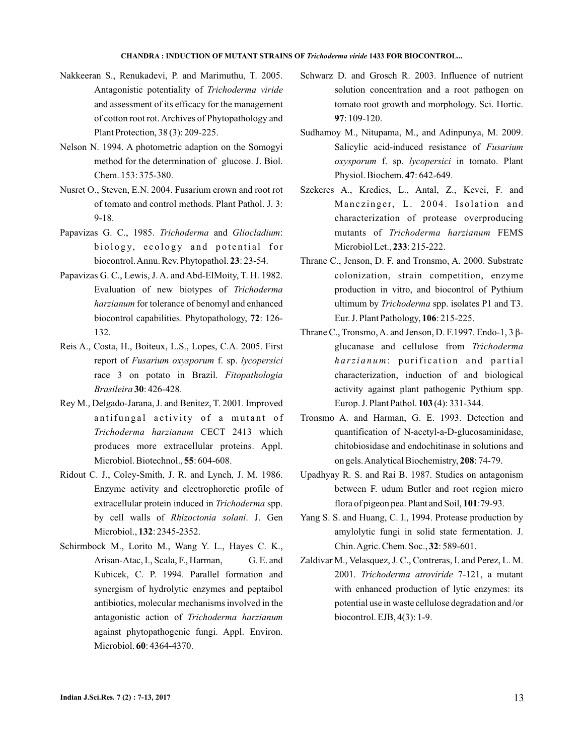Nakkeeran S., Renukadevi, P. and Marimuthu, T. 2005. Antagonistic potentiality of *Trichoderma viride* and assessment of its efficacy for the management of cotton root rot. Archives of Phytopathology and Plant Protection, 38 (3): 209-225.

Nelson N. 1994. A photometric adaption on the Somogyi method for the determination of glucose. J. Biol. Chem. 153: 375-380.

Nusret O., Steven, E.N. 2004. Fusarium crown and root rot of tomato and control methods. Plant Pathol. J. 3: 9-18.

Papavizas G. C., 1985. *Trichoderma* and *Gliocladium*: biology, ecology and potential for biocontrol. Annu. Rev. Phytopathol. **23**: 23-54.

Papavizas G. C., Lewis, J. A. and Abd-ElMoity, T. H. 1982. Evaluation of new biotypes of *Trichoderma harzianum* for tolerance of benomyl and enhanced biocontrol capabilities. Phytopathology, **72**: 126-132.

Reis A., Costa, H., Boiteux, L.S., Lopes, C.A. 2005. First report of *Fusarium oxysporum* f. sp. *lycopersici* race 3 on potato in Brazil. *Fitopathologia Brasileira* **30**: 426-428.

Rey M., Delgado-Jarana, J. and Benitez, T. 2001. Improved antifungal activity of a mutant of *Trichoderma harzianum* CECT 2413 which produces more extracellular proteins. Appl. Microbiol. Biotechnol., **55**: 604-608.

Ridout C. J., Coley-Smith, J. R. and Lynch, J. M. 1986. Enzyme activity and electrophoretic profile of extracellular protein induced in *Trichoderma* spp. by cell walls of *Rhizoctonia solani*. J. Gen Microbiol., **132**: 2345-2352.

Schirmbock M., Lorito M., Wang Y. L., Hayes C. K., Arisan-Atac, I., Scala, F., Harman, G. E. and Kubicek, C. P. 1994. Parallel formation and synergism of hydrolytic enzymes and peptaibol antibiotics, molecular mechanisms involved in the antagonistic action of *Trichoderma harzianum* against phytopathogenic fungi. Appl. Environ. Microbiol. **60**: 4364-4370.

Schwarz D. and Grosch R. 2003. Influence of nutrient solution concentration and a root pathogen on tomato root growth and morphology. Sci. Hortic. **97**: 109-120.

Sudhamoy M., Nitupama, M., and Adinpunya, M. 2009. Salicylic acid-induced resistance of *Fusarium oxysporum* f. sp. *lycopersici* in tomato. Plant Physiol. Biochem. **47**: 642-649.

Szekeres A., Kredics, L., Antal, Z., Kevei, F. and Manczinger, L. 2004. Isolation and characterization of protease overproducing mutants of *Trichoderma harzianum* FEMS Microbiol Let., **233**: 215-222.

Thrane C., Jenson, D. F. and Tronsmo, A. 2000. Substrate colonization, strain competition, enzyme production in vitro, and biocontrol of Pythium ultimum by *Trichoderma* spp. isolates P1 and T3. Eur. J. Plant Pathology, **106**: 215-225.

Thrane C., Tronsmo, A. and Jenson, D. F.1997. Endo-1, 3 β-glucanase and cellulose from *Trichoderma harzianum*: purification and partial characterization, induction of and biological activity against plant pathogenic Pythium spp. Europ. J. Plant Pathol. **103** (4): 331-344.

Tronsmo A. and Harman, G. E. 1993. Detection and quantification of N-acetyl-a-D-glucosaminidase, chitobiosidase and endochitinase in solutions and on gels. Analytical Biochemistry, **208**: 74-79.

Upadhyay R. S. and Rai B. 1987. Studies on antagonism between F. udum Butler and root region micro flora of pigeon pea. Plant and Soil, **101**:79-93.

Yang S. S. and Huang, C. I., 1994. Protease production by amylolytic fungi in solid state fermentation. J. Chin. Agric. Chem. Soc., **32**: 589-601.

Zaldivar M., Velasquez, J. C., Contreras, I. and Perez, L. M. 2001. *Trichoderma atroviride* 7-121, a mutant with enhanced production of lytic enzymes: its potential use in waste cellulose degradation and /or biocontrol. EJB, 4(3): 1-9.